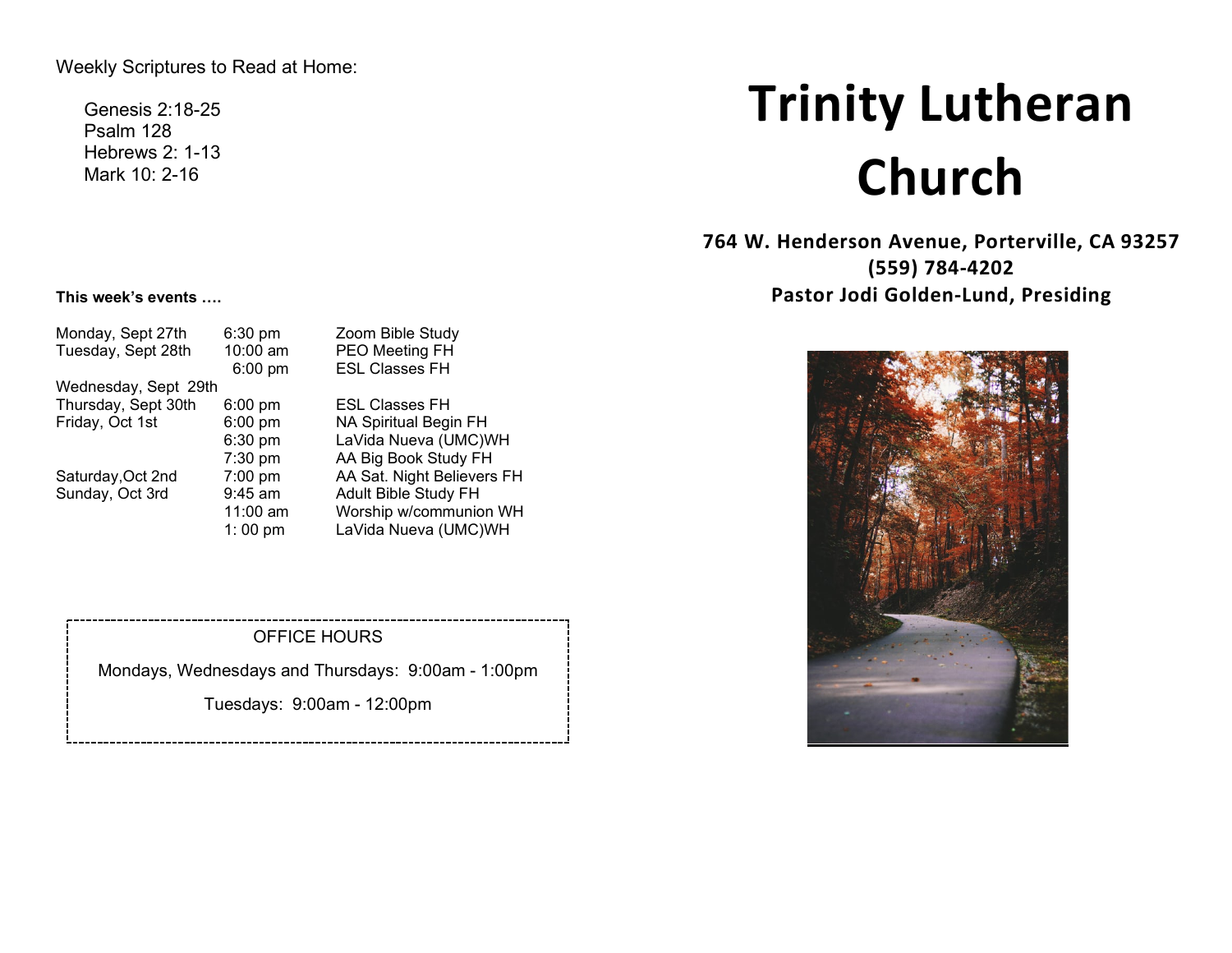Weekly Scriptures to Read at Home:

Genesis 2:18-25
Psalm 128
Hebrews 2: 1-13
Mark 10: 2-16

**This week's events ….**

| | | |
|---|---|---|
| Monday, Sept 27th | 6:30 pm | Zoom Bible Study |
| Tuesday, Sept 28th | 10:00 am | PEO Meeting FH |
| | 6:00 pm | ESL Classes FH |
| Wednesday, Sept 29th | | |
| Thursday, Sept 30th | 6:00 pm | ESL Classes FH |
| Friday, Oct 1st | 6:00 pm | NA Spiritual Begin FH |
| | 6:30 pm | LaVida Nueva (UMC)WH |
| | 7:30 pm | AA Big Book Study FH |
| Saturday,Oct 2nd | 7:00 pm | AA Sat. Night Believers FH |
| Sunday, Oct 3rd | 9:45 am | Adult Bible Study FH |
| | 11:00 am | Worship w/communion WH |
| | 1: 00 pm | LaVida Nueva (UMC)WH |

OFFICE HOURS

Mondays, Wednesdays and Thursdays: 9:00am - 1:00pm

Tuesdays: 9:00am - 12:00pm

# Trinity Lutheran Church

**764 W. Henderson Avenue, Porterville, CA 93257**
**(559) 784-4202**
**Pastor Jodi Golden-Lund, Presiding**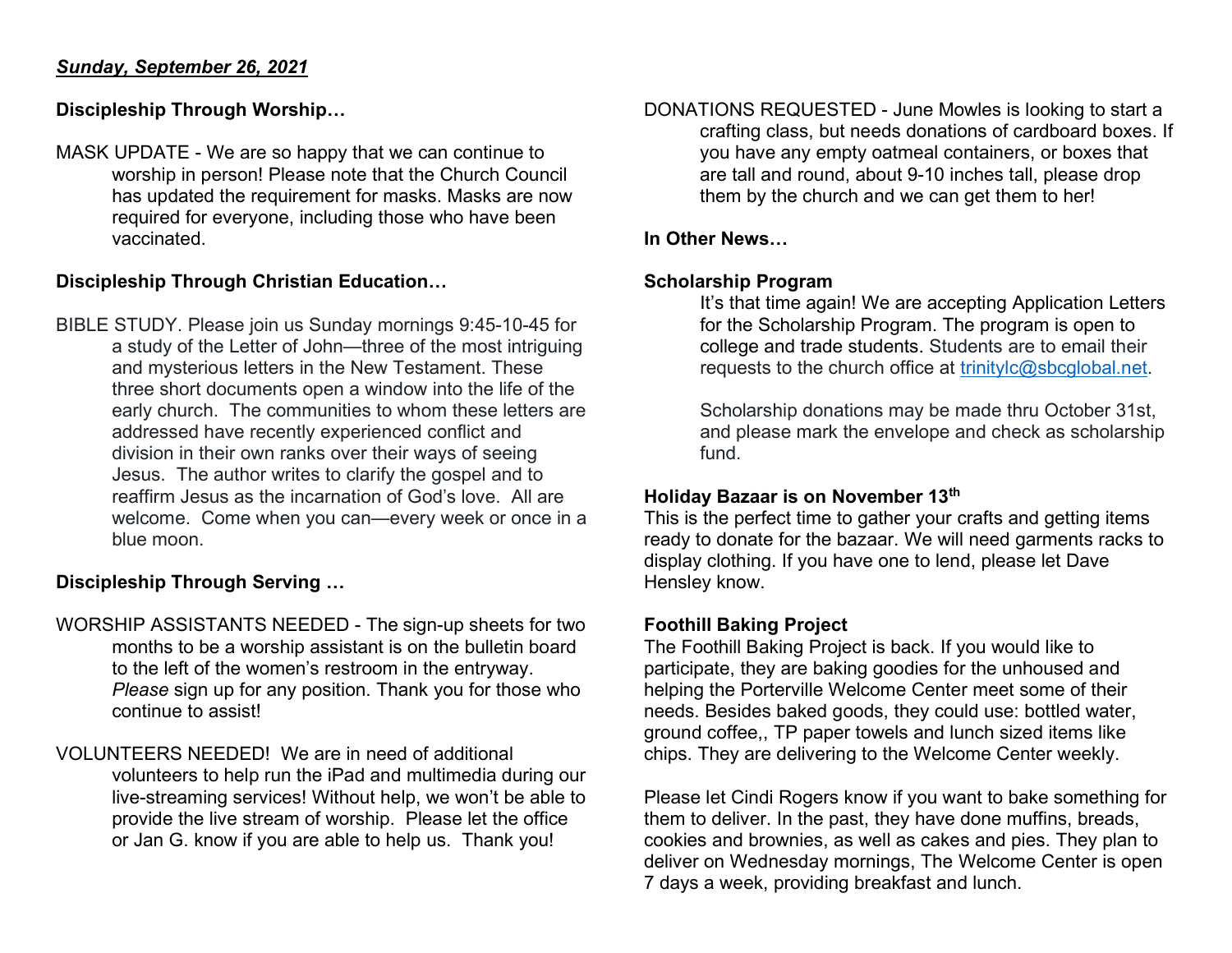***Sunday, September 26, 2021***

**Discipleship Through Worship…**

MASK UPDATE - We are so happy that we can continue to worship in person! Please note that the Church Council has updated the requirement for masks. Masks are now required for everyone, including those who have been vaccinated.

**Discipleship Through Christian Education…**

BIBLE STUDY. Please join us Sunday mornings 9:45-10-45 for a study of the Letter of John—three of the most intriguing and mysterious letters in the New Testament. These three short documents open a window into the life of the early church. The communities to whom these letters are addressed have recently experienced conflict and division in their own ranks over their ways of seeing Jesus. The author writes to clarify the gospel and to reaffirm Jesus as the incarnation of God's love. All are welcome. Come when you can—every week or once in a blue moon.

**Discipleship Through Serving …**

WORSHIP ASSISTANTS NEEDED - The sign-up sheets for two months to be a worship assistant is on the bulletin board to the left of the women's restroom in the entryway. *Please* sign up for any position. Thank you for those who continue to assist!

VOLUNTEERS NEEDED! We are in need of additional volunteers to help run the iPad and multimedia during our live-streaming services! Without help, we won't be able to provide the live stream of worship. Please let the office or Jan G. know if you are able to help us. Thank you!

DONATIONS REQUESTED - June Mowles is looking to start a crafting class, but needs donations of cardboard boxes. If you have any empty oatmeal containers, or boxes that are tall and round, about 9-10 inches tall, please drop them by the church and we can get them to her!

**In Other News…**

**Scholarship Program**

It's that time again! We are accepting Application Letters for the Scholarship Program. The program is open to college and trade students. Students are to email their requests to the church office at trinitylc@sbcglobal.net.

Scholarship donations may be made thru October 31st, and please mark the envelope and check as scholarship fund.

**Holiday Bazaar is on November 13th**

This is the perfect time to gather your crafts and getting items ready to donate for the bazaar. We will need garments racks to display clothing. If you have one to lend, please let Dave Hensley know.

**Foothill Baking Project**

The Foothill Baking Project is back. If you would like to participate, they are baking goodies for the unhoused and helping the Porterville Welcome Center meet some of their needs. Besides baked goods, they could use: bottled water, ground coffee,, TP paper towels and lunch sized items like chips. They are delivering to the Welcome Center weekly.

Please let Cindi Rogers know if you want to bake something for them to deliver. In the past, they have done muffins, breads, cookies and brownies, as well as cakes and pies. They plan to deliver on Wednesday mornings, The Welcome Center is open 7 days a week, providing breakfast and lunch.